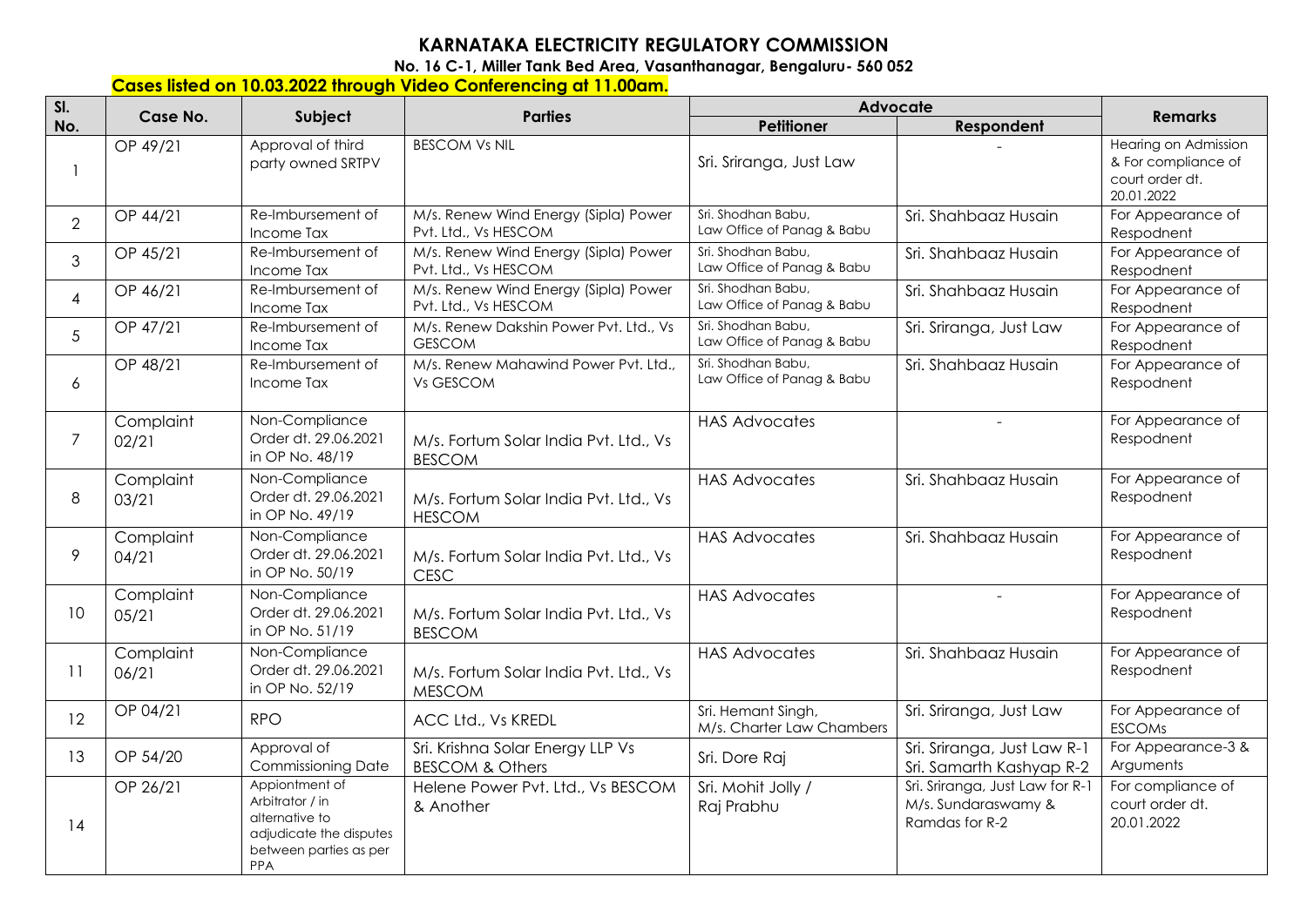# KARNATAKA ELECTRICITY REGULATORY COMMISSION

**No. 16 C-1, Miller Tank Bed Area, Vasanthanagar, Bengaluru- 560 052**

**Cases listed on 10.03.2022 through Video Conferencing at 11.00am.**

| Sl. No. | Case No. | Subject | Parties | Advocate | | Remarks |
|---|---|---|---|---|---|---|
| | | | | Petitioner | Respondent | |
| 1 | OP 49/21 | Approval of third party owned SRTPV | BESCOM Vs NIL | Sri. Sriranga, Just Law | - | Hearing on Admission & For compliance of court order dt. 20.01.2022 |
| 2 | OP 44/21 | Re-Imbursement of Income Tax | M/s. Renew Wind Energy (Sipla) Power Pvt. Ltd., Vs HESCOM | Sri. Shodhan Babu, Law Office of Panag & Babu | Sri. Shahbaaz Husain | For Appearance of Respodnent |
| 3 | OP 45/21 | Re-Imbursement of Income Tax | M/s. Renew Wind Energy (Sipla) Power Pvt. Ltd., Vs HESCOM | Sri. Shodhan Babu, Law Office of Panag & Babu | Sri. Shahbaaz Husain | For Appearance of Respodnent |
| 4 | OP 46/21 | Re-Imbursement of Income Tax | M/s. Renew Wind Energy (Sipla) Power Pvt. Ltd., Vs HESCOM | Sri. Shodhan Babu, Law Office of Panag & Babu | Sri. Shahbaaz Husain | For Appearance of Respodnent |
| 5 | OP 47/21 | Re-Imbursement of Income Tax | M/s. Renew Dakshin Power Pvt. Ltd., Vs GESCOM | Sri. Shodhan Babu, Law Office of Panag & Babu | Sri. Sriranga, Just Law | For Appearance of Respodnent |
| 6 | OP 48/21 | Re-Imbursement of Income Tax | M/s. Renew Mahawind Power Pvt. Ltd., Vs GESCOM | Sri. Shodhan Babu, Law Office of Panag & Babu | Sri. Shahbaaz Husain | For Appearance of Respodnent |
| 7 | Complaint 02/21 | Non-Compliance Order dt. 29.06.2021 in OP No. 48/19 | M/s. Fortum Solar India Pvt. Ltd., Vs BESCOM | HAS Advocates | - | For Appearance of Respodnent |
| 8 | Complaint 03/21 | Non-Compliance Order dt. 29.06.2021 in OP No. 49/19 | M/s. Fortum Solar India Pvt. Ltd., Vs HESCOM | HAS Advocates | Sri. Shahbaaz Husain | For Appearance of Respodnent |
| 9 | Complaint 04/21 | Non-Compliance Order dt. 29.06.2021 in OP No. 50/19 | M/s. Fortum Solar India Pvt. Ltd., Vs CESC | HAS Advocates | Sri. Shahbaaz Husain | For Appearance of Respodnent |
| 10 | Complaint 05/21 | Non-Compliance Order dt. 29.06.2021 in OP No. 51/19 | M/s. Fortum Solar India Pvt. Ltd., Vs BESCOM | HAS Advocates | - | For Appearance of Respodnent |
| 11 | Complaint 06/21 | Non-Compliance Order dt. 29.06.2021 in OP No. 52/19 | M/s. Fortum Solar India Pvt. Ltd., Vs MESCOM | HAS Advocates | Sri. Shahbaaz Husain | For Appearance of Respodnent |
| 12 | OP 04/21 | RPO | ACC Ltd., Vs KREDL | Sri. Hemant Singh, M/s. Charter Law Chambers | Sri. Sriranga, Just Law | For Appearance of ESCOMs |
| 13 | OP 54/20 | Approval of Commissioning Date | Sri. Krishna Solar Energy LLP Vs BESCOM & Others | Sri. Dore Raj | Sri. Sriranga, Just Law R-1 Sri. Samarth Kashyap R-2 | For Appearance-3 & Arguments |
| 14 | OP 26/21 | Appiontment of Arbitrator / in alternative to adjudicate the disputes between parties as per PPA | Helene Power Pvt. Ltd., Vs BESCOM & Another | Sri. Mohit Jolly / Raj Prabhu | Sri. Sriranga, Just Law for R-1 M/s. Sundaraswamy & Ramdas for R-2 | For compliance of court order dt. 20.01.2022 |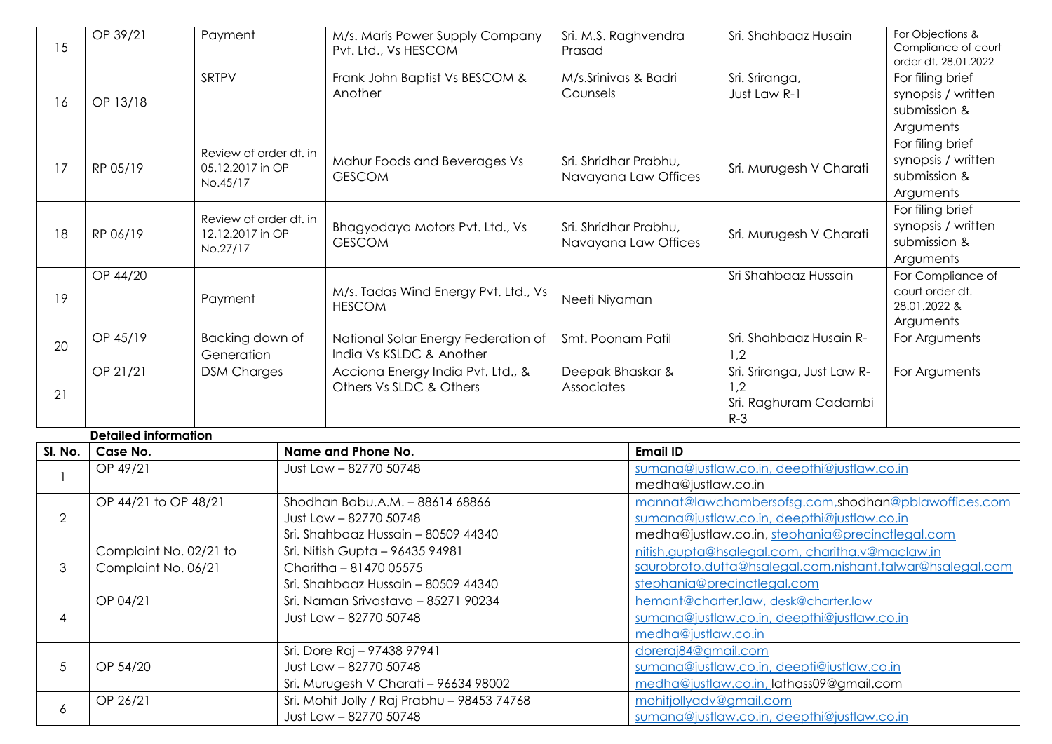| 15 | OP 39/21 | Payment | M/s. Maris Power Supply Company Pvt. Ltd., Vs HESCOM | Sri. M.S. Raghvendra Prasad | Sri. Shahbaaz Husain | For Objections & Compliance of court order dt. 28.01.2022 |
|---|---|---|---|---|---|---|
| 16 | OP 13/18 | SRTPV | Frank John Baptist Vs BESCOM & Another | M/s.Srinivas & Badri Counsels | Sri. Sriranga, Just Law R-1 | For filing brief synopsis / written submission & Arguments |
| 17 | RP 05/19 | Review of order dt. in 05.12.2017 in OP No.45/17 | Mahur Foods and Beverages Vs GESCOM | Sri. Shridhar Prabhu, Navayana Law Offices | Sri. Murugesh V Charati | For filing brief synopsis / written submission & Arguments |
| 18 | RP 06/19 | Review of order dt. in 12.12.2017 in OP No.27/17 | Bhagyodaya Motors Pvt. Ltd., Vs GESCOM | Sri. Shridhar Prabhu, Navayana Law Offices | Sri. Murugesh V Charati | For filing brief synopsis / written submission & Arguments |
| 19 | OP 44/20 | Payment | M/s. Tadas Wind Energy Pvt. Ltd., Vs HESCOM | Neeti Niyaman | Sri Shahbaaz Hussain | For Compliance of court order dt. 28.01.2022 & Arguments |
| 20 | OP 45/19 | Backing down of Generation | National Solar Energy Federation of India Vs KSLDC & Another | Smt. Poonam Patil | Sri. Shahbaaz Husain R-1,2 | For Arguments |
| 21 | OP 21/21 | DSM Charges | Acciona Energy India Pvt. Ltd., & Others Vs SLDC & Others | Deepak Bhaskar & Associates | Sri. Sriranga, Just Law R-1,2<br>Sri. Raghuram Cadambi R-3 | For Arguments |

**Detailed information**

| Sl. No. | Case No. | Name and Phone No. | Email ID |
|---|---|---|---|
| 1 | OP 49/21 | Just Law – 82770 50748 | sumana@justlaw.co.in, deepthi@justlaw.co.in<br>medha@justlaw.co.in |
| 2 | OP 44/21 to OP 48/21 | Shodhan Babu.A.M. – 88614 68866<br>Just Law – 82770 50748<br>Sri. Shahbaaz Hussain – 80509 44340 | mannat@lawchambersofsg.com,shodhan@pblawoffices.com<br>sumana@justlaw.co.in, deepthi@justlaw.co.in<br>medha@justlaw.co.in, stephania@precinctlegal.com |
| 3 | Complaint No. 02/21 to Complaint No. 06/21 | Sri. Nitish Gupta – 96435 94981<br>Charitha – 81470 05575<br>Sri. Shahbaaz Hussain – 80509 44340 | nitish.gupta@hsalegal.com, charitha.v@maclaw.in<br>saurobroto.dutta@hsalegal.com,nishant.talwar@hsalegal.com<br>stephania@precinctlegal.com |
| 4 | OP 04/21 | Sri. Naman Srivastava – 85271 90234<br>Just Law – 82770 50748 | hemant@charter.law, desk@charter.law<br>sumana@justlaw.co.in, deepthi@justlaw.co.in<br>medha@justlaw.co.in |
| 5 | OP 54/20 | Sri. Dore Raj – 97438 97941<br>Just Law – 82770 50748<br>Sri. Murugesh V Charati – 96634 98002 | doreraj84@gmail.com<br>sumana@justlaw.co.in, deepti@justlaw.co.in<br>medha@justlaw.co.in, lathass09@gmail.com |
| 6 | OP 26/21 | Sri. Mohit Jolly / Raj Prabhu – 98453 74768<br>Just Law – 82770 50748 | mohitjollyadv@gmail.com<br>sumana@justlaw.co.in, deepthi@justlaw.co.in |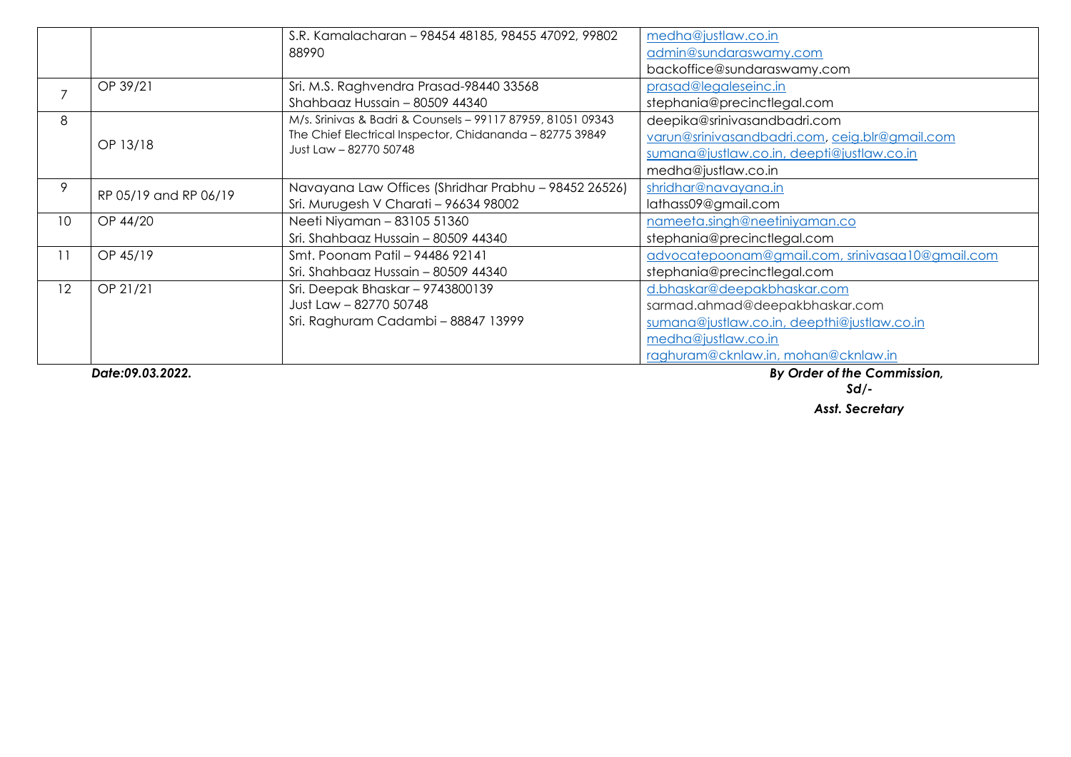| | | | |
|---|---|---|---|
| | | S.R. Kamalacharan – 98454 48185, 98455 47092, 99802 88990 | medha@justlaw.co.in<br>admin@sundaraswamy.com<br>backoffice@sundaraswamy.com |
| 7 | OP 39/21 | Sri. M.S. Raghvendra Prasad-98440 33568<br>Shahbaaz Hussain – 80509 44340 | prasad@legaleseinc.in<br>stephania@precinctlegal.com |
| 8 | OP 13/18 | M/s. Srinivas & Badri & Counsels – 99117 87959, 81051 09343<br>The Chief Electrical Inspector, Chidananda – 82775 39849<br>Just Law – 82770 50748 | deepika@srinivasandbadri.com<br>varun@srinivasandbadri.com, ceig.blr@gmail.com<br>sumana@justlaw.co.in, deepti@justlaw.co.in<br>medha@justlaw.co.in |
| 9 | RP 05/19 and RP 06/19 | Navayana Law Offices (Shridhar Prabhu – 98452 26526)<br>Sri. Murugesh V Charati – 96634 98002 | shridhar@navayana.in<br>lathass09@gmail.com |
| 10 | OP 44/20 | Neeti Niyaman – 83105 51360<br>Sri. Shahbaaz Hussain – 80509 44340 | nameeta.singh@neetiniyaman.co<br>stephania@precinctlegal.com |
| 11 | OP 45/19 | Smt. Poonam Patil – 94486 92141<br>Sri. Shahbaaz Hussain – 80509 44340 | advocatepoonam@gmail.com, srinivasaa10@gmail.com<br>stephania@precinctlegal.com |
| 12 | OP 21/21 | Sri. Deepak Bhaskar – 9743800139<br>Just Law – 82770 50748<br>Sri. Raghuram Cadambi – 88847 13999 | d.bhaskar@deepakbhaskar.com<br>sarmad.ahmad@deepakbhaskar.com<br>sumana@justlaw.co.in, deepthi@justlaw.co.in<br>medha@justlaw.co.in<br>raghuram@cknlaw.in, mohan@cknlaw.in |

***Date:09.03.2022.***

***By Order of the Commission,***

***Sd/-***

***Asst. Secretary***